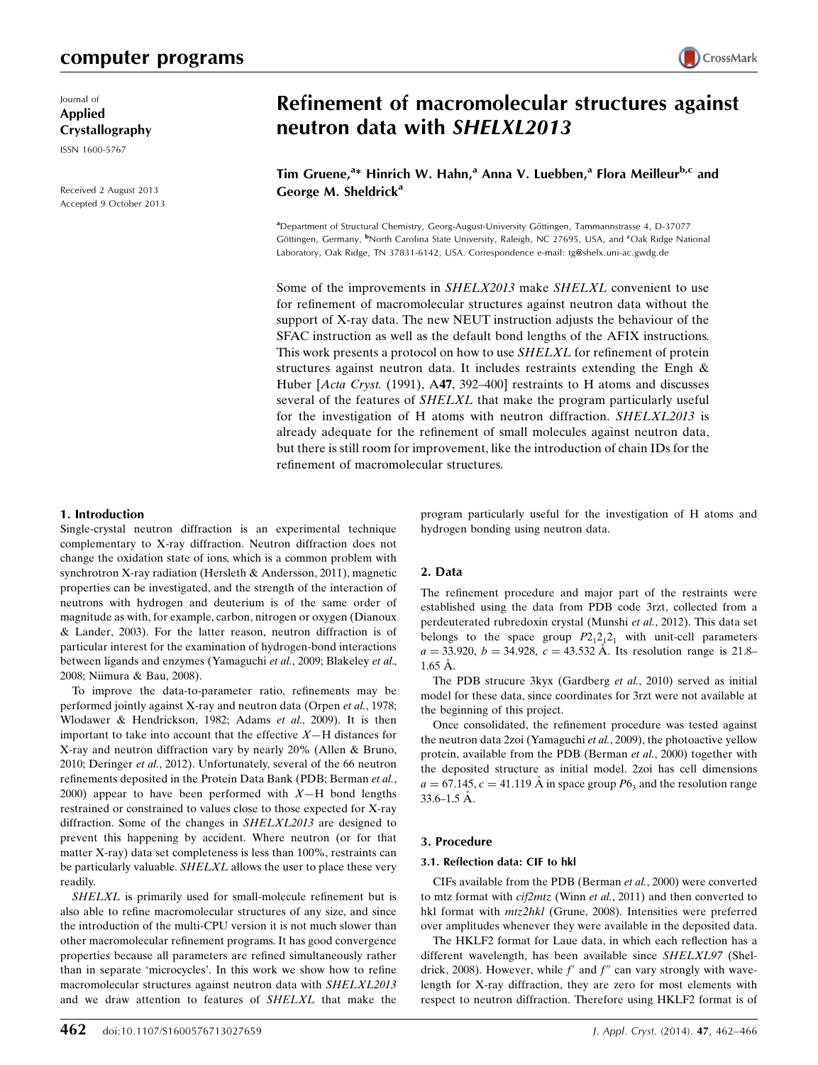# Refinement of macromolecular structures against neutron data with *SHELXL2013*

**Tim Gruene,[a]* Hinrich W. Hahn,[a] Anna V. Luebben,[a] Flora Meilleur[b,c] and George M. Sheldrick[a]**

[a]Department of Structural Chemistry, Georg-August-University Göttingen, Tammannstrasse 4, D-37077 Göttingen, Germany, [b]North Carolina State University, Raleigh, NC 27695, USA, and [c]Oak Ridge National Laboratory, Oak Ridge, TN 37831-6142, USA. Correspondence e-mail: tg@shelx.uni-ac.gwdg.de

Journal of Applied Crystallography

ISSN 1600-5767

Received 2 August 2013
Accepted 9 October 2013

Some of the improvements in *SHELX2013* make *SHELXL* convenient to use for refinement of macromolecular structures against neutron data without the support of X-ray data. The new NEUT instruction adjusts the behaviour of the SFAC instruction as well as the default bond lengths of the AFIX instructions. This work presents a protocol on how to use *SHELXL* for refinement of protein structures against neutron data. It includes restraints extending the Engh & Huber [*Acta Cryst.* (1991), A**47**, 392–400] restraints to H atoms and discusses several of the features of *SHELXL* that make the program particularly useful for the investigation of H atoms with neutron diffraction. *SHELXL2013* is already adequate for the refinement of small molecules against neutron data, but there is still room for improvement, like the introduction of chain IDs for the refinement of macromolecular structures.

## 1. Introduction

Single-crystal neutron diffraction is an experimental technique complementary to X-ray diffraction. Neutron diffraction does not change the oxidation state of ions, which is a common problem with synchrotron X-ray radiation (Hersleth & Andersson, 2011), magnetic properties can be investigated, and the strength of the interaction of neutrons with hydrogen and deuterium is of the same order of magnitude as with, for example, carbon, nitrogen or oxygen (Dianoux & Lander, 2003). For the latter reason, neutron diffraction is of particular interest for the examination of hydrogen-bond interactions between ligands and enzymes (Yamaguchi *et al.*, 2009; Blakeley *et al.*, 2008; Niimura & Bau, 2008).

To improve the data-to-parameter ratio, refinements may be performed jointly against X-ray and neutron data (Orpen *et al.*, 1978; Wlodawer & Hendrickson, 1982; Adams *et al.*, 2009). It is then important to take into account that the effective $X$—H distances for X-ray and neutron diffraction vary by nearly 20% (Allen & Bruno, 2010; Deringer *et al.*, 2012). Unfortunately, several of the 66 neutron refinements deposited in the Protein Data Bank (PDB; Berman *et al.*, 2000) appear to have been performed with $X$—H bond lengths restrained or constrained to values close to those expected for X-ray diffraction. Some of the changes in *SHELXL2013* are designed to prevent this happening by accident. Where neutron (or for that matter X-ray) data set completeness is less than 100%, restraints can be particularly valuable. *SHELXL* allows the user to place these very readily.

*SHELXL* is primarily used for small-molecule refinement but is also able to refine macromolecular structures of any size, and since the introduction of the multi-CPU version it is not much slower than other macromolecular refinement programs. It has good convergence properties because all parameters are refined simultaneously rather than in separate 'microcycles'. In this work we show how to refine macromolecular structures against neutron data with *SHELXL2013* and we draw attention to features of *SHELXL* that make the program particularly useful for the investigation of H atoms and hydrogen bonding using neutron data.

## 2. Data

The refinement procedure and major part of the restraints were established using the data from PDB code 3rzt, collected from a perdeuterated rubredoxin crystal (Munshi *et al.*, 2012). This data set belongs to the space group $P2_12_12_1$ with unit-cell parameters $a = 33.920$, $b = 34.928$, $c = 43.532$ Å. Its resolution range is 21.8–1.65 Å.

The PDB strucure 3kyx (Gardberg *et al.*, 2010) served as initial model for these data, since coordinates for 3rzt were not available at the beginning of this project.

Once consolidated, the refinement procedure was tested against the neutron data 2zoi (Yamaguchi *et al.*, 2009), the photoactive yellow protein, available from the PDB (Berman *et al.*, 2000) together with the deposited structure as initial model. 2zoi has cell dimensions $a = 67.145$, $c = 41.119$ Å in space group $P6_3$ and the resolution range 33.6–1.5 Å.

## 3. Procedure

### 3.1. Reflection data: CIF to hkl

CIFs available from the PDB (Berman *et al.*, 2000) were converted to mtz format with *cif2mtz* (Winn *et al.*, 2011) and then converted to hkl format with *mtz2hkl* (Grune, 2008). Intensities were preferred over amplitudes whenever they were available in the deposited data.

The HKLF2 format for Laue data, in which each reflection has a different wavelength, has been available since *SHELXL97* (Sheldrick, 2008). However, while $f'$ and $f''$ can vary strongly with wavelength for X-ray diffraction, they are zero for most elements with respect to neutron diffraction. Therefore using HKLF2 format is of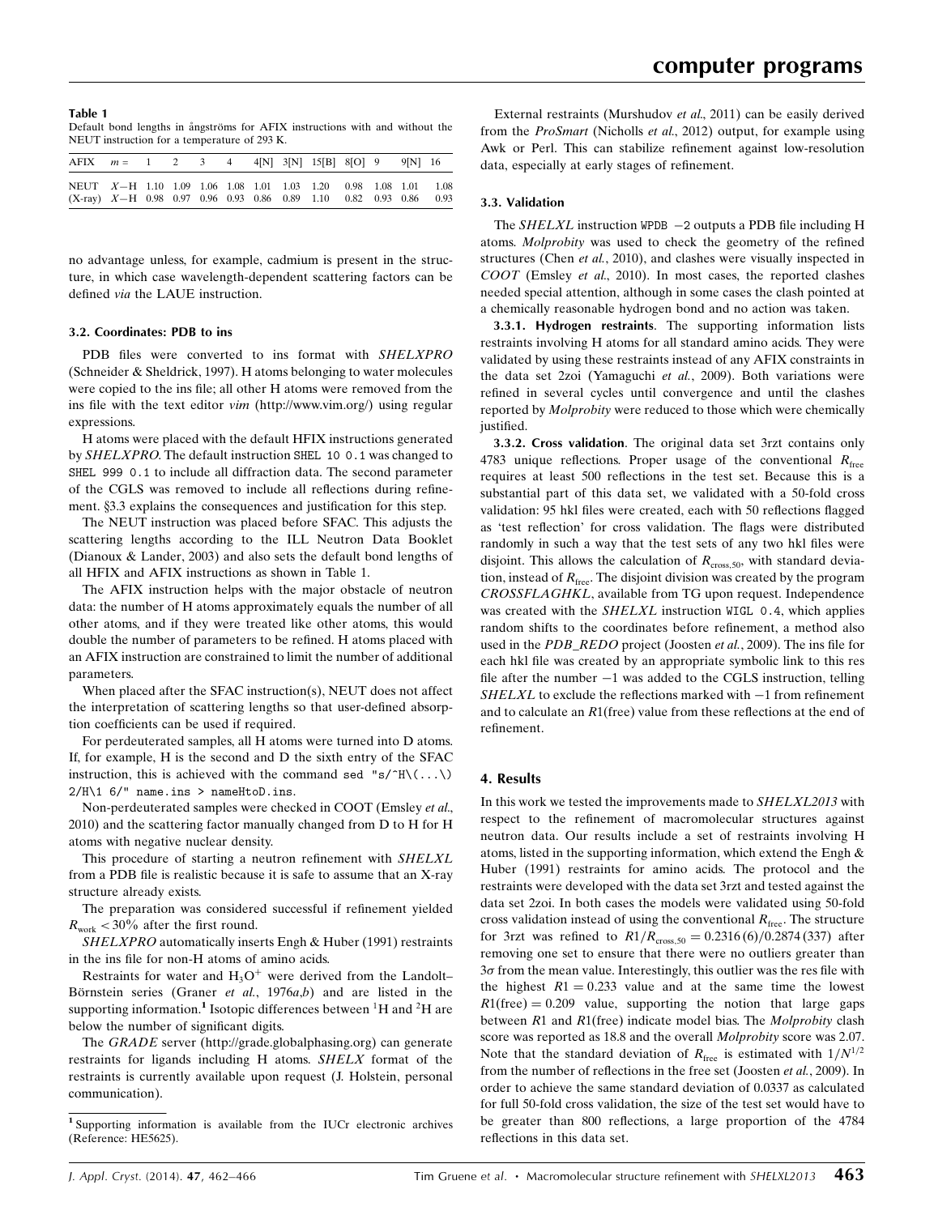**Table 1**
Default bond lengths in ångströms for AFIX instructions with and without the NEUT instruction for a temperature of 293 K.

| AFIX $m$ = | 1 | 2 | 3 | 4 | 4[N] | 3[N] | 15[B] | 8[O] | 9 | 9[N] | 16 |
|---|---|---|---|---|---|---|---|---|---|---|---|
| NEUT $X$–H | 1.10 | 1.09 | 1.06 | 1.08 | 1.01 | 1.03 | 1.20 | 0.98 | 1.08 | 1.01 | 1.08 |
| (X-ray) $X$–H | 0.98 | 0.97 | 0.96 | 0.93 | 0.86 | 0.89 | 1.10 | 0.82 | 0.93 | 0.86 | 0.93 |

no advantage unless, for example, cadmium is present in the structure, in which case wavelength-dependent scattering factors can be defined *via* the LAUE instruction.

### 3.2. Coordinates: PDB to ins

PDB files were converted to ins format with *SHELXPRO* (Schneider & Sheldrick, 1997). H atoms belonging to water molecules were copied to the ins file; all other H atoms were removed from the ins file with the text editor *vim* (http://www.vim.org/) using regular expressions.

H atoms were placed with the default HFIX instructions generated by *SHELXPRO*. The default instruction `SHEL 10 0.1` was changed to `SHEL 999 0.1` to include all diffraction data. The second parameter of the CGLS was removed to include all reflections during refinement. §3.3 explains the consequences and justification for this step.

The NEUT instruction was placed before SFAC. This adjusts the scattering lengths according to the ILL Neutron Data Booklet (Dianoux & Lander, 2003) and also sets the default bond lengths of all HFIX and AFIX instructions as shown in Table 1.

The AFIX instruction helps with the major obstacle of neutron data: the number of H atoms approximately equals the number of all other atoms, and if they were treated like other atoms, this would double the number of parameters to be refined. H atoms placed with an AFIX instruction are constrained to limit the number of additional parameters.

When placed after the SFAC instruction(s), NEUT does not affect the interpretation of scattering lengths so that user-defined absorption coefficients can be used if required.

For perdeuterated samples, all H atoms were turned into D atoms. If, for example, H is the second and D the sixth entry of the SFAC instruction, this is achieved with the command `sed "s/^H\(...\) 2/H\1 6/" name.ins > nameHtoD.ins`.

Non-perdeuterated samples were checked in COOT (Emsley *et al.*, 2010) and the scattering factor manually changed from D to H for H atoms with negative nuclear density.

This procedure of starting a neutron refinement with *SHELXL* from a PDB file is realistic because it is safe to assume that an X-ray structure already exists.

The preparation was considered successful if refinement yielded $R_{\rm work} < 30\%$ after the first round.

*SHELXPRO* automatically inserts Engh & Huber (1991) restraints in the ins file for non-H atoms of amino acids.

Restraints for water and $H_3O^+$ were derived from the Landolt–Börnstein series (Graner *et al.*, 1976*a*,*b*) and are listed in the supporting information.[1] Isotopic differences between $^1$H and $^2$H are below the number of significant digits.

The *GRADE* server (http://grade.globalphasing.org) can generate restraints for ligands including H atoms. *SHELX* format of the restraints is currently available upon request (J. Holstein, personal communication).

[1] Supporting information is available from the IUCr electronic archives (Reference: HE5625).

External restraints (Murshudov *et al.*, 2011) can be easily derived from the *ProSmart* (Nicholls *et al.*, 2012) output, for example using Awk or Perl. This can stabilize refinement against low-resolution data, especially at early stages of refinement.

### 3.3. Validation

The *SHELXL* instruction `WPDB −2` outputs a PDB file including H atoms. *Molprobity* was used to check the geometry of the refined structures (Chen *et al.*, 2010), and clashes were visually inspected in *COOT* (Emsley *et al.*, 2010). In most cases, the reported clashes needed special attention, although in some cases the clash pointed at a chemically reasonable hydrogen bond and no action was taken.

**3.3.1. Hydrogen restraints**. The supporting information lists restraints involving H atoms for all standard amino acids. They were validated by using these restraints instead of any AFIX constraints in the data set 2zoi (Yamaguchi *et al.*, 2009). Both variations were refined in several cycles until convergence and until the clashes reported by *Molprobity* were reduced to those which were chemically justified.

**3.3.2. Cross validation**. The original data set 3rzt contains only 4783 unique reflections. Proper usage of the conventional $R_{\rm free}$ requires at least 500 reflections in the test set. Because this is a substantial part of this data set, we validated with a 50-fold cross validation: 95 hkl files were created, each with 50 reflections flagged as 'test reflection' for cross validation. The flags were distributed randomly in such a way that the test sets of any two hkl files were disjoint. This allows the calculation of $R_{\rm cross,50}$, with standard deviation, instead of $R_{\rm free}$. The disjoint division was created by the program *CROSSFLAGHKL*, available from TG upon request. Independence was created with the *SHELXL* instruction `WIGL 0.4`, which applies random shifts to the coordinates before refinement, a method also used in the *PDB_REDO* project (Joosten *et al.*, 2009). The ins file for each hkl file was created by an appropriate symbolic link to this res file after the number −1 was added to the CGLS instruction, telling *SHELXL* to exclude the reflections marked with −1 from refinement and to calculate an $R1$(free) value from these reflections at the end of refinement.

## 4. Results

In this work we tested the improvements made to *SHELXL2013* with respect to the refinement of macromolecular structures against neutron data. Our results include a set of restraints involving H atoms, listed in the supporting information, which extend the Engh & Huber (1991) restraints for amino acids. The protocol and the restraints were developed with the data set 3rzt and tested against the data set 2zoi. In both cases the models were validated using 50-fold cross validation instead of using the conventional $R_{\rm free}$. The structure for 3rzt was refined to $R1/R_{\rm cross,50} = 0.2316\,(6)/0.2874\,(337)$ after removing one set to ensure that there were no outliers greater than $3\sigma$ from the mean value. Interestingly, this outlier was the res file with the highest $R1 = 0.233$ value and at the same time the lowest $R1(\text{free}) = 0.209$ value, supporting the notion that large gaps between $R1$ and $R1$(free) indicate model bias. The *Molprobity* clash score was reported as 18.8 and the overall *Molprobity* score was 2.07. Note that the standard deviation of $R_{\rm free}$ is estimated with $1/N^{1/2}$ from the number of reflections in the free set (Joosten *et al.*, 2009). In order to achieve the same standard deviation of 0.0337 as calculated for full 50-fold cross validation, the size of the test set would have to be greater than 800 reflections, a large proportion of the 4784 reflections in this data set.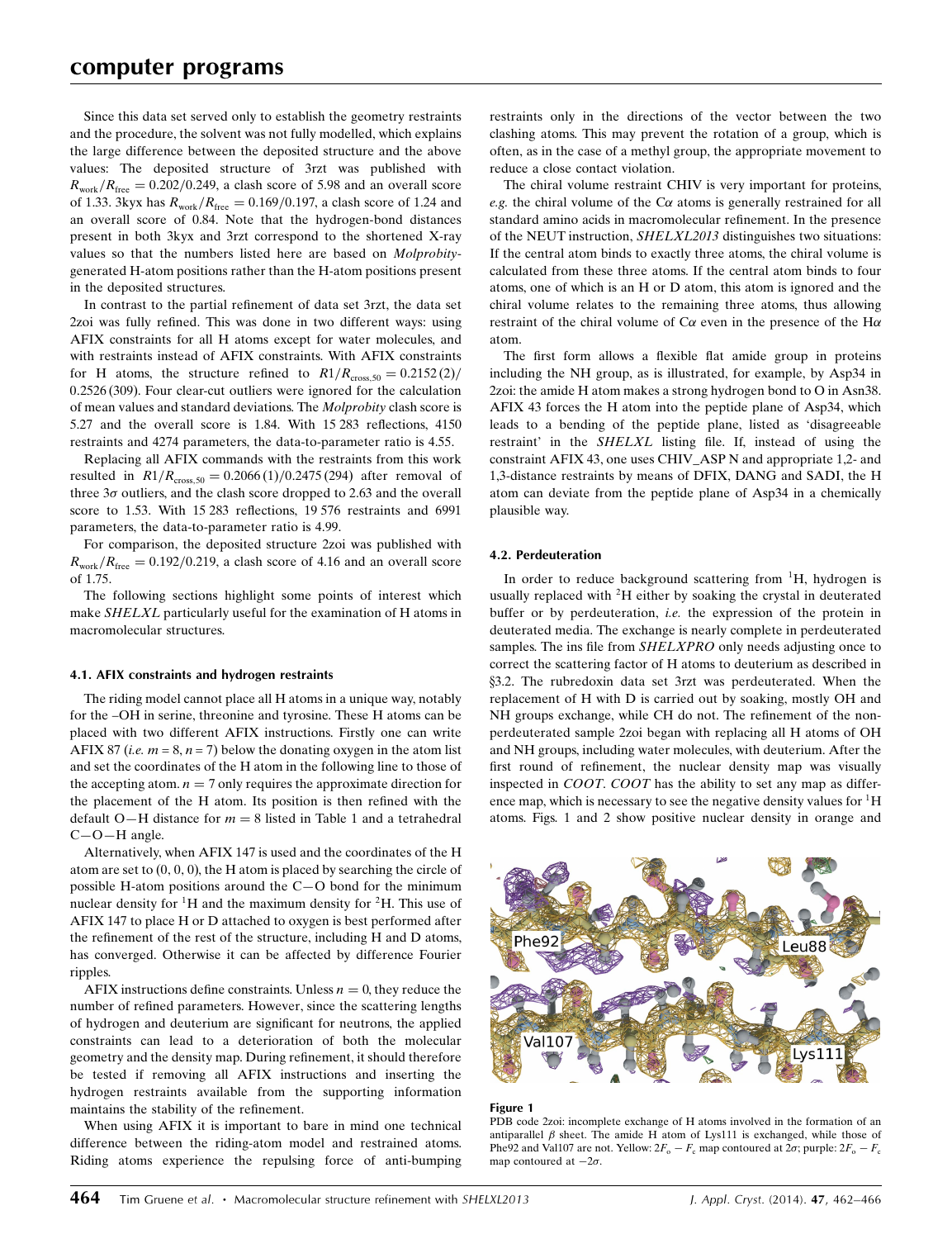Since this data set served only to establish the geometry restraints and the procedure, the solvent was not fully modelled, which explains the large difference between the deposited structure and the above values: The deposited structure of 3rzt was published with $R_{\rm work}/R_{\rm free} = 0.202/0.249$, a clash score of 5.98 and an overall score of 1.33. 3kyx has $R_{\rm work}/R_{\rm free} = 0.169/0.197$, a clash score of 1.24 and an overall score of 0.84. Note that the hydrogen-bond distances present in both 3kyx and 3rzt correspond to the shortened X-ray values so that the numbers listed here are based on *Molprobity*-generated H-atom positions rather than the H-atom positions present in the deposited structures.

In contrast to the partial refinement of data set 3rzt, the data set 2zoi was fully refined. This was done in two different ways: using AFIX constraints for all H atoms except for water molecules, and with restraints instead of AFIX constraints. With AFIX constraints for H atoms, the structure refined to $R1/R_{\rm cross,50} = 0.2152(2)/0.2526(309)$. Four clear-cut outliers were ignored for the calculation of mean values and standard deviations. The *Molprobity* clash score is 5.27 and the overall score is 1.84. With 15 283 reflections, 4150 restraints and 4274 parameters, the data-to-parameter ratio is 4.55.

Replacing all AFIX commands with the restraints from this work resulted in $R1/R_{\rm cross,50} = 0.2066(1)/0.2475(294)$ after removal of three $3\sigma$ outliers, and the clash score dropped to 2.63 and the overall score to 1.53. With 15 283 reflections, 19 576 restraints and 6991 parameters, the data-to-parameter ratio is 4.99.

For comparison, the deposited structure 2zoi was published with $R_{\rm work}/R_{\rm free} = 0.192/0.219$, a clash score of 4.16 and an overall score of 1.75.

The following sections highlight some points of interest which make *SHELXL* particularly useful for the examination of H atoms in macromolecular structures.

### 4.1. AFIX constraints and hydrogen restraints

The riding model cannot place all H atoms in a unique way, notably for the –OH in serine, threonine and tyrosine. These H atoms can be placed with two different AFIX instructions. Firstly one can write AFIX 87 (*i.e.* $m = 8$, $n = 7$) below the donating oxygen in the atom list and set the coordinates of the H atom in the following line to those of the accepting atom. $n = 7$ only requires the approximate direction for the placement of the H atom. Its position is then refined with the default O—H distance for $m = 8$ listed in Table 1 and a tetrahedral C—O—H angle.

Alternatively, when AFIX 147 is used and the coordinates of the H atom are set to (0, 0, 0), the H atom is placed by searching the circle of possible H-atom positions around the C—O bond for the minimum nuclear density for $^1$H and the maximum density for $^2$H. This use of AFIX 147 to place H or D attached to oxygen is best performed after the refinement of the rest of the structure, including H and D atoms, has converged. Otherwise it can be affected by difference Fourier ripples.

AFIX instructions define constraints. Unless $n = 0$, they reduce the number of refined parameters. However, since the scattering lengths of hydrogen and deuterium are significant for neutrons, the applied constraints can lead to a deterioration of both the molecular geometry and the density map. During refinement, it should therefore be tested if removing all AFIX instructions and inserting the hydrogen restraints available from the supporting information maintains the stability of the refinement.

When using AFIX it is important to bare in mind one technical difference between the riding-atom model and restrained atoms. Riding atoms experience the repulsing force of anti-bumping restraints only in the directions of the vector between the two clashing atoms. This may prevent the rotation of a group, which is often, as in the case of a methyl group, the appropriate movement to reduce a close contact violation.

The chiral volume restraint CHIV is very important for proteins, *e.g.* the chiral volume of the Cα atoms is generally restrained for all standard amino acids in macromolecular refinement. In the presence of the NEUT instruction, *SHELXL2013* distinguishes two situations: If the central atom binds to exactly three atoms, the chiral volume is calculated from these three atoms. If the central atom binds to four atoms, one of which is an H or D atom, this atom is ignored and the chiral volume relates to the remaining three atoms, thus allowing restraint of the chiral volume of Cα even in the presence of the Hα atom.

The first form allows a flexible flat amide group in proteins including the NH group, as is illustrated, for example, by Asp34 in 2zoi: the amide H atom makes a strong hydrogen bond to O in Asn38. AFIX 43 forces the H atom into the peptide plane of Asp34, which leads to a bending of the peptide plane, listed as 'disagreeable restraint' in the *SHELXL* listing file. If, instead of using the constraint AFIX 43, one uses CHIV_ASP N and appropriate 1,2- and 1,3-distance restraints by means of DFIX, DANG and SADI, the H atom can deviate from the peptide plane of Asp34 in a chemically plausible way.

### 4.2. Perdeuteration

In order to reduce background scattering from $^1$H, hydrogen is usually replaced with $^2$H either by soaking the crystal in deuterated buffer or by perdeuteration, *i.e.* the expression of the protein in deuterated media. The exchange is nearly complete in perdeuterated samples. The ins file from *SHELXPRO* only needs adjusting once to correct the scattering factor of H atoms to deuterium as described in §3.2. The rubredoxin data set 3rzt was perdeuterated. When the replacement of H with D is carried out by soaking, mostly OH and NH groups exchange, while CH do not. The refinement of the non-perdeuterated sample 2zoi began with replacing all H atoms of OH and NH groups, including water molecules, with deuterium. After the first round of refinement, the nuclear density map was visually inspected in *COOT*. *COOT* has the ability to set any map as difference map, which is necessary to see the negative density values for $^1$H atoms. Figs. 1 and 2 show positive nuclear density in orange and

**Figure 1**
PDB code 2zoi: incomplete exchange of H atoms involved in the formation of an antiparallel β sheet. The amide H atom of Lys111 is exchanged, while those of Phe92 and Val107 are not. Yellow: $2F_o - F_c$ map contoured at $2\sigma$; purple: $2F_o - F_c$ map contoured at $-2\sigma$.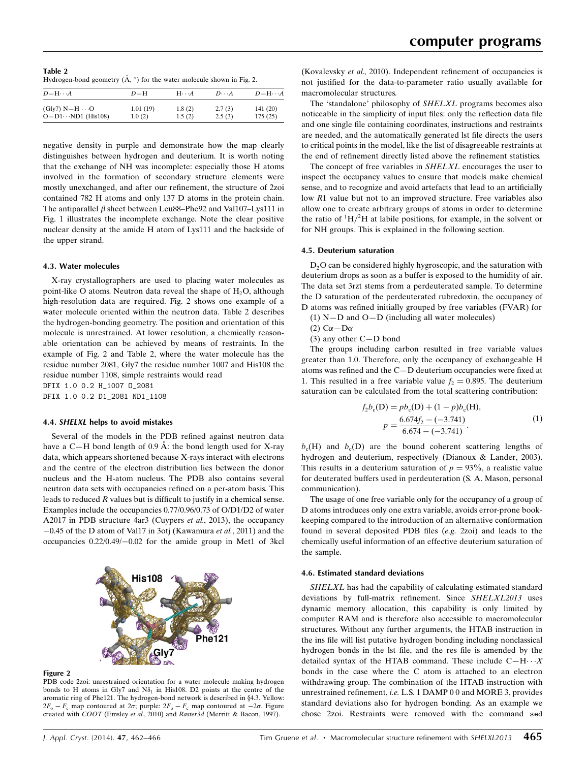**Table 2**
Hydrogen-bond geometry (Å, °) for the water molecule shown in Fig. 2.

| $D$—H···$A$ | $D$—H | H···$A$ | $D$···$A$ | $D$—H···$A$ |
|---|---|---|---|---|
| (Gly7) N—H ···O | 1.01 (19) | 1.8 (2) | 2.7 (3) | 141 (20) |
| O—D1···ND1 (His108) | 1.0 (2) | 1.5 (2) | 2.5 (3) | 175 (25) |

negative density in purple and demonstrate how the map clearly distinguishes between hydrogen and deuterium. It is worth noting that the exchange of NH was incomplete: especially those H atoms involved in the formation of secondary structure elements were mostly unexchanged, and after our refinement, the structure of 2zoi contained 782 H atoms and only 137 D atoms in the protein chain. The antiparallel $\beta$ sheet between Leu88–Phe92 and Val107–Lys111 in Fig. 1 illustrates the incomplete exchange. Note the clear positive nuclear density at the amide H atom of Lys111 and the backside of the upper strand.

#### 4.3. Water molecules

X-ray crystallographers are used to placing water molecules as point-like O atoms. Neutron data reveal the shape of $H_2O$, although high-resolution data are required. Fig. 2 shows one example of a water molecule oriented within the neutron data. Table 2 describes the hydrogen-bonding geometry. The position and orientation of this molecule is unrestrained. At lower resolution, a chemically reasonable orientation can be achieved by means of restraints. In the example of Fig. 2 and Table 2, where the water molecule has the residue number 2081, Gly7 the residue number 1007 and His108 the residue number 1108, simple restraints would read

```
DFIX 1.0 0.2 H_1007 O_2081
DFIX 1.0 0.2 D1_2081 ND1_1108
```

#### 4.4. *SHELXL* helps to avoid mistakes

Several of the models in the PDB refined against neutron data have a C—H bond length of 0.9 Å: the bond length used for X-ray data, which appears shortened because X-rays interact with electrons and the centre of the electron distribution lies between the donor nucleus and the H-atom nucleus. The PDB also contains several neutron data sets with occupancies refined on a per-atom basis. This leads to reduced $R$ values but is difficult to justify in a chemical sense. Examples include the occupancies 0.77/0.96/0.73 of O/D1/D2 of water A2017 in PDB structure 4ar3 (Cuypers *et al.*, 2013), the occupancy −0.45 of the D atom of Val17 in 3otj (Kawamura *et al.*, 2011) and the occupancies 0.22/0.49/−0.02 for the amide group in Met1 of 3kcl (Kovalevsky *et al.*, 2010). Independent refinement of occupancies is not justified for the data-to-parameter ratio usually available for macromolecular structures.

**Figure 2**
PDB code 2zoi: unrestrained orientation for a water molecule making hydrogen bonds to H atoms in Gly7 and N$\delta_1$ in His108. D2 points at the centre of the aromatic ring of Phe121. The hydrogen-bond network is described in §4.3. Yellow: $2F_o - F_c$ map contoured at $2\sigma$; purple: $2F_o - F_c$ map contoured at $-2\sigma$. Figure created with *COOT* (Emsley *et al.*, 2010) and *Raster3d* (Merritt & Bacon, 1997).

The 'standalone' philosophy of *SHELXL* programs becomes also noticeable in the simplicity of input files: only the reflection data file and one single file containing coordinates, instructions and restraints are needed, and the automatically generated lst file directs the users to critical points in the model, like the list of disagreeable restraints at the end of refinement directly listed above the refinement statistics.

The concept of free variables in *SHELXL* encourages the user to inspect the occupancy values to ensure that models make chemical sense, and to recognize and avoid artefacts that lead to an artificially low $R1$ value but not to an improved structure. Free variables also allow one to create arbitrary groups of atoms in order to determine the ratio of $^1H/^2H$ at labile positions, for example, in the solvent or for NH groups. This is explained in the following section.

#### 4.5. Deuterium saturation

$D_2O$ can be considered highly hygroscopic, and the saturation with deuterium drops as soon as a buffer is exposed to the humidity of air. The data set 3rzt stems from a perdeuterated sample. To determine the D saturation of the perdeuterated rubredoxin, the occupancy of D atoms was refined initially grouped by free variables (FVAR) for

(1) N—D and O—D (including all water molecules)
(2) C$\alpha$—D$\alpha$
(3) any other C—D bond

The groups including carbon resulted in free variable values greater than 1.0. Therefore, only the occupancy of exchangeable H atoms was refined and the C—D deuterium occupancies were fixed at 1. This resulted in a free variable value $f_2 = 0.895$. The deuterium saturation can be calculated from the total scattering contribution:

$$f_2 b_c(\mathrm{D}) = p b_c(\mathrm{D}) + (1-p) b_c(\mathrm{H}),$$
$$p = \frac{6.674 f_2 - (-3.741)}{6.674 - (-3.741)}. \tag{1}$$

$b_c(\mathrm{H})$ and $b_c(\mathrm{D})$ are the bound coherent scattering lengths of hydrogen and deuterium, respectively (Dianoux & Lander, 2003). This results in a deuterium saturation of $p = 93\%$, a realistic value for deuterated buffers used in perdeuteration (S. A. Mason, personal communication).

The usage of one free variable only for the occupancy of a group of D atoms introduces only one extra variable, avoids error-prone bookkeeping compared to the introduction of an alternative conformation found in several deposited PDB files (*e.g.* 2zoi) and leads to the chemically useful information of an effective deuterium saturation of the sample.

#### 4.6. Estimated standard deviations

*SHELXL* has had the capability of calculating estimated standard deviations by full-matrix refinement. Since *SHELXL2013* uses dynamic memory allocation, this capability is only limited by computer RAM and is therefore also accessible to macromolecular structures. Without any further arguments, the HTAB instruction in the ins file will list putative hydrogen bonding including nonclassical hydrogen bonds in the lst file, and the res file is amended by the detailed syntax of the HTAB command. These include C—H···$X$ bonds in the case where the C atom is attached to an electron withdrawing group. The combination of the HTAB instruction with unrestrained refinement, *i.e.* L.S. 1 DAMP 0 0 and MORE 3, provides standard deviations also for hydrogen bonding. As an example we chose 2zoi. Restraints were removed with the command sed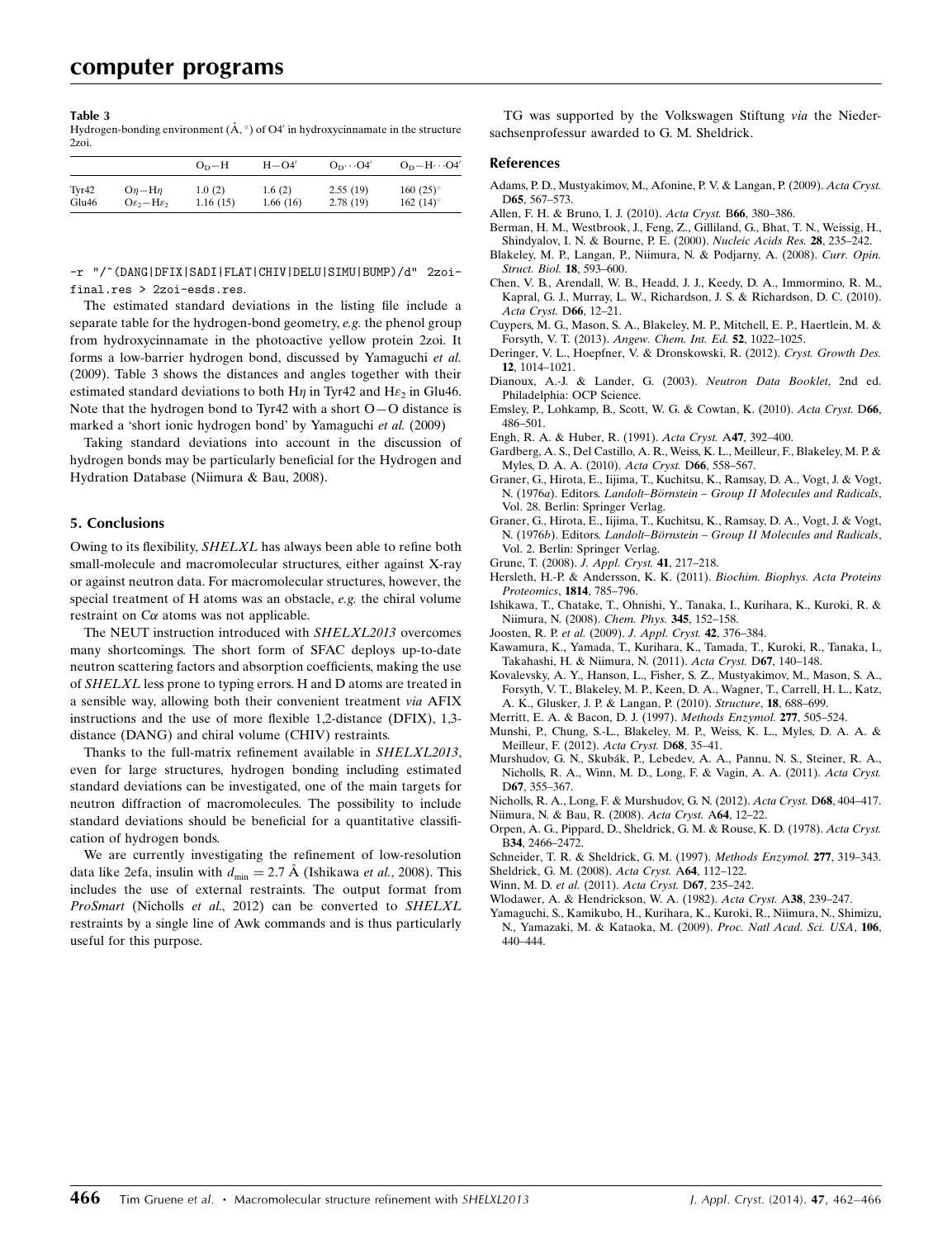**Table 3**
Hydrogen-bonding environment (Å, °) of O4′ in hydroxycinnamate in the structure 2zoi.

| | | $O_D$—H | H—O4′ | $O_D\cdots$O4′ | $O_D$—H$\cdots$O4′ |
|---|---|---|---|---|---|
| Tyr42 | $O\eta$—$H\eta$ | 1.0 (2) | 1.6 (2) | 2.55 (19) | 160 (25)° |
| Glu46 | $O\varepsilon_2$—$H\varepsilon_2$ | 1.16 (15) | 1.66 (16) | 2.78 (19) | 162 (14)° |

```
-r "/^(DANG|DFIX|SADI|FLAT|CHIV|DELU|SIMU|BUMP)/d" 2zoi-final.res > 2zoi-esds.res.
```

The estimated standard deviations in the listing file include a separate table for the hydrogen-bond geometry, *e.g.* the phenol group from hydroxycinnamate in the photoactive yellow protein 2zoi. It forms a low-barrier hydrogen bond, discussed by Yamaguchi *et al.* (2009). Table 3 shows the distances and angles together with their estimated standard deviations to both $H\eta$ in Tyr42 and $H\varepsilon_2$ in Glu46. Note that the hydrogen bond to Tyr42 with a short O—O distance is marked a 'short ionic hydrogen bond' by Yamaguchi *et al.* (2009)

Taking standard deviations into account in the discussion of hydrogen bonds may be particularly beneficial for the Hydrogen and Hydration Database (Niimura & Bau, 2008).

## 5. Conclusions

Owing to its flexibility, *SHELXL* has always been able to refine both small-molecule and macromolecular structures, either against X-ray or against neutron data. For macromolecular structures, however, the special treatment of H atoms was an obstacle, *e.g.* the chiral volume restraint on $C\alpha$ atoms was not applicable.

The NEUT instruction introduced with *SHELXL2013* overcomes many shortcomings. The short form of SFAC deploys up-to-date neutron scattering factors and absorption coefficients, making the use of *SHELXL* less prone to typing errors. H and D atoms are treated in a sensible way, allowing both their convenient treatment *via* AFIX instructions and the use of more flexible 1,2-distance (DFIX), 1,3-distance (DANG) and chiral volume (CHIV) restraints.

Thanks to the full-matrix refinement available in *SHELXL2013*, even for large structures, hydrogen bonding including estimated standard deviations can be investigated, one of the main targets for neutron diffraction of macromolecules. The possibility to include standard deviations should be beneficial for a quantitative classification of hydrogen bonds.

We are currently investigating the refinement of low-resolution data like 2efa, insulin with $d_{\min} = 2.7$ Å (Ishikawa *et al.*, 2008). This includes the use of external restraints. The output format from *ProSmart* (Nicholls *et al.*, 2012) can be converted to *SHELXL* restraints by a single line of Awk commands and is thus particularly useful for this purpose.

TG was supported by the Volkswagen Stiftung *via* the Niedersachsenprofessur awarded to G. M. Sheldrick.

## References

Adams, P. D., Mustyakimov, M., Afonine, P. V. & Langan, P. (2009). *Acta Cryst.* D**65**, 567–573.

Allen, F. H. & Bruno, I. J. (2010). *Acta Cryst.* B**66**, 380–386.

Berman, H. M., Westbrook, J., Feng, Z., Gilliland, G., Bhat, T. N., Weissig, H., Shindyalov, I. N. & Bourne, P. E. (2000). *Nucleic Acids Res.* **28**, 235–242.

Blakeley, M. P., Langan, P., Niimura, N. & Podjarny, A. (2008). *Curr. Opin. Struct. Biol.* **18**, 593–600.

Chen, V. B., Arendall, W. B., Headd, J. J., Keedy, D. A., Immormino, R. M., Kapral, G. J., Murray, L. W., Richardson, J. S. & Richardson, D. C. (2010). *Acta Cryst.* D**66**, 12–21.

Cuypers, M. G., Mason, S. A., Blakeley, M. P., Mitchell, E. P., Haertlein, M. & Forsyth, V. T. (2013). *Angew. Chem. Int. Ed.* **52**, 1022–1025.

Deringer, V. L., Hoepfner, V. & Dronskowski, R. (2012). *Cryst. Growth Des.* **12**, 1014–1021.

Dianoux, A.-J. & Lander, G. (2003). *Neutron Data Booklet*, 2nd ed. Philadelphia: OCP Science.

Emsley, P., Lohkamp, B., Scott, W. G. & Cowtan, K. (2010). *Acta Cryst.* D**66**, 486–501.

Engh, R. A. & Huber, R. (1991). *Acta Cryst.* A**47**, 392–400.

Gardberg, A. S., Del Castillo, A. R., Weiss, K. L., Meilleur, F., Blakeley, M. P. & Myles, D. A. A. (2010). *Acta Cryst.* D**66**, 558–567.

Graner, G., Hirota, E., Iijima, T., Kuchitsu, K., Ramsay, D. A., Vogt, J. & Vogt, N. (1976*a*). Editors. *Landolt–Börnstein – Group II Molecules and Radicals*, Vol. 28. Berlin: Springer Verlag.

Graner, G., Hirota, E., Iijima, T., Kuchitsu, K., Ramsay, D. A., Vogt, J. & Vogt, N. (1976*b*). Editors. *Landolt–Börnstein – Group II Molecules and Radicals*, Vol. 2. Berlin: Springer Verlag.

Grune, T. (2008). *J. Appl. Cryst.* **41**, 217–218.

Hersleth, H.-P. & Andersson, K. K. (2011). *Biochim. Biophys. Acta Proteins Proteomics*, **1814**, 785–796.

Ishikawa, T., Chatake, T., Ohnishi, Y., Tanaka, I., Kurihara, K., Kuroki, R. & Niimura, N. (2008). *Chem. Phys.* **345**, 152–158.

Joosten, R. P. *et al.* (2009). *J. Appl. Cryst.* **42**, 376–384.

Kawamura, K., Yamada, T., Kurihara, K., Tamada, T., Kuroki, R., Tanaka, I., Takahashi, H. & Niimura, N. (2011). *Acta Cryst.* D**67**, 140–148.

Kovalevsky, A. Y., Hanson, L., Fisher, S. Z., Mustyakimov, M., Mason, S. A., Forsyth, V. T., Blakeley, M. P., Keen, D. A., Wagner, T., Carrell, H. L., Katz, A. K., Glusker, J. P. & Langan, P. (2010). *Structure*, **18**, 688–699.

Merritt, E. A. & Bacon, D. J. (1997). *Methods Enzymol.* **277**, 505–524.

Munshi, P., Chung, S.-L., Blakeley, M. P., Weiss, K. L., Myles, D. A. A. & Meilleur, F. (2012). *Acta Cryst.* D**68**, 35–41.

Murshudov, G. N., Skubák, P., Lebedev, A. A., Pannu, N. S., Steiner, R. A., Nicholls, R. A., Winn, M. D., Long, F. & Vagin, A. A. (2011). *Acta Cryst.* D**67**, 355–367.

Nicholls, R. A., Long, F. & Murshudov, G. N. (2012). *Acta Cryst.* D**68**, 404–417.

Niimura, N. & Bau, R. (2008). *Acta Cryst.* A**64**, 12–22.

Orpen, A. G., Pippard, D., Sheldrick, G. M. & Rouse, K. D. (1978). *Acta Cryst.* B**34**, 2466–2472.

Schneider, T. R. & Sheldrick, G. M. (1997). *Methods Enzymol.* **277**, 319–343.

Sheldrick, G. M. (2008). *Acta Cryst.* A**64**, 112–122.

Winn, M. D. *et al.* (2011). *Acta Cryst.* D**67**, 235–242.

Wlodawer, A. & Hendrickson, W. A. (1982). *Acta Cryst.* A**38**, 239–247.

Yamaguchi, S., Kamikubo, H., Kurihara, K., Kuroki, R., Niimura, N., Shimizu, N., Yamazaki, M. & Kataoka, M. (2009). *Proc. Natl Acad. Sci. USA*, **106**, 440–444.